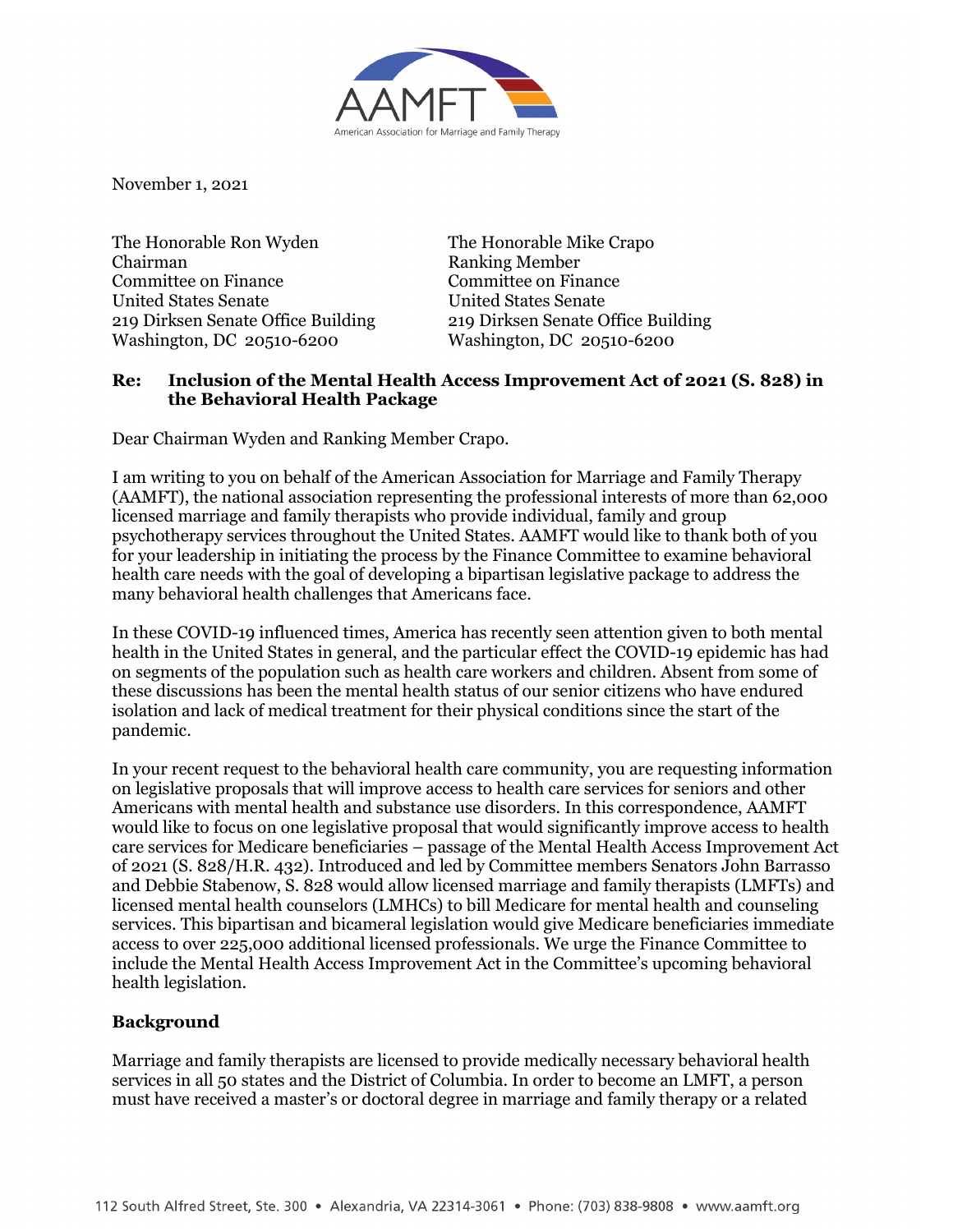AAMFT

American Association for Marriage and Family Therapy

November 1, 2021

The Honorable Ron Wyden
Chairman
Committee on Finance
United States Senate
219 Dirksen Senate Office Building
Washington, DC 20510-6200

The Honorable Mike Crapo
Ranking Member
Committee on Finance
United States Senate
219 Dirksen Senate Office Building
Washington, DC 20510-6200

**Re: Inclusion of the Mental Health Access Improvement Act of 2021 (S. 828) in the Behavioral Health Package**

Dear Chairman Wyden and Ranking Member Crapo.

I am writing to you on behalf of the American Association for Marriage and Family Therapy (AAMFT), the national association representing the professional interests of more than 62,000 licensed marriage and family therapists who provide individual, family and group psychotherapy services throughout the United States. AAMFT would like to thank both of you for your leadership in initiating the process by the Finance Committee to examine behavioral health care needs with the goal of developing a bipartisan legislative package to address the many behavioral health challenges that Americans face.

In these COVID-19 influenced times, America has recently seen attention given to both mental health in the United States in general, and the particular effect the COVID-19 epidemic has had on segments of the population such as health care workers and children. Absent from some of these discussions has been the mental health status of our senior citizens who have endured isolation and lack of medical treatment for their physical conditions since the start of the pandemic.

In your recent request to the behavioral health care community, you are requesting information on legislative proposals that will improve access to health care services for seniors and other Americans with mental health and substance use disorders. In this correspondence, AAMFT would like to focus on one legislative proposal that would significantly improve access to health care services for Medicare beneficiaries – passage of the Mental Health Access Improvement Act of 2021 (S. 828/H.R. 432). Introduced and led by Committee members Senators John Barrasso and Debbie Stabenow, S. 828 would allow licensed marriage and family therapists (LMFTs) and licensed mental health counselors (LMHCs) to bill Medicare for mental health and counseling services. This bipartisan and bicameral legislation would give Medicare beneficiaries immediate access to over 225,000 additional licensed professionals. We urge the Finance Committee to include the Mental Health Access Improvement Act in the Committee's upcoming behavioral health legislation.

## Background

Marriage and family therapists are licensed to provide medically necessary behavioral health services in all 50 states and the District of Columbia. In order to become an LMFT, a person must have received a master's or doctoral degree in marriage and family therapy or a related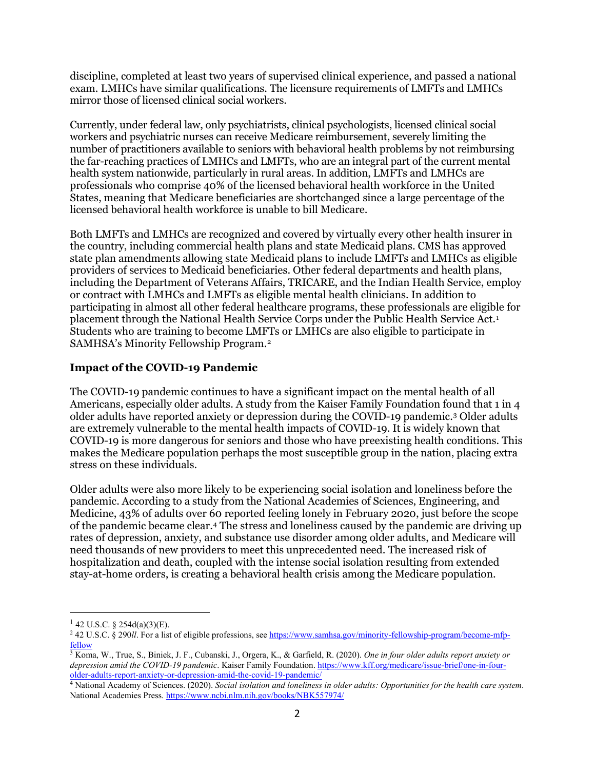discipline, completed at least two years of supervised clinical experience, and passed a national exam. LMHCs have similar qualifications. The licensure requirements of LMFTs and LMHCs mirror those of licensed clinical social workers.

Currently, under federal law, only psychiatrists, clinical psychologists, licensed clinical social workers and psychiatric nurses can receive Medicare reimbursement, severely limiting the number of practitioners available to seniors with behavioral health problems by not reimbursing the far-reaching practices of LMHCs and LMFTs, who are an integral part of the current mental health system nationwide, particularly in rural areas. In addition, LMFTs and LMHCs are professionals who comprise 40% of the licensed behavioral health workforce in the United States, meaning that Medicare beneficiaries are shortchanged since a large percentage of the licensed behavioral health workforce is unable to bill Medicare.

Both LMFTs and LMHCs are recognized and covered by virtually every other health insurer in the country, including commercial health plans and state Medicaid plans. CMS has approved state plan amendments allowing state Medicaid plans to include LMFTs and LMHCs as eligible providers of services to Medicaid beneficiaries. Other federal departments and health plans, including the Department of Veterans Affairs, TRICARE, and the Indian Health Service, employ or contract with LMHCs and LMFTs as eligible mental health clinicians. In addition to participating in almost all other federal healthcare programs, these professionals are eligible for placement through the National Health Service Corps under the Public Health Service Act.[1] Students who are training to become LMFTs or LMHCs are also eligible to participate in SAMHSA's Minority Fellowship Program.[2]

### Impact of the COVID-19 Pandemic

The COVID-19 pandemic continues to have a significant impact on the mental health of all Americans, especially older adults. A study from the Kaiser Family Foundation found that 1 in 4 older adults have reported anxiety or depression during the COVID-19 pandemic.[3] Older adults are extremely vulnerable to the mental health impacts of COVID-19. It is widely known that COVID-19 is more dangerous for seniors and those who have preexisting health conditions. This makes the Medicare population perhaps the most susceptible group in the nation, placing extra stress on these individuals.

Older adults were also more likely to be experiencing social isolation and loneliness before the pandemic. According to a study from the National Academies of Sciences, Engineering, and Medicine, 43% of adults over 60 reported feeling lonely in February 2020, just before the scope of the pandemic became clear.[4] The stress and loneliness caused by the pandemic are driving up rates of depression, anxiety, and substance use disorder among older adults, and Medicare will need thousands of new providers to meet this unprecedented need. The increased risk of hospitalization and death, coupled with the intense social isolation resulting from extended stay-at-home orders, is creating a behavioral health crisis among the Medicare population.

---

[1] 42 U.S.C. § 254d(a)(3)(E).

[2] 42 U.S.C. § 290*ll*. For a list of eligible professions, see https://www.samhsa.gov/minority-fellowship-program/become-mfp-fellow

[3] Koma, W., True, S., Biniek, J. F., Cubanski, J., Orgera, K., & Garfield, R. (2020). *One in four older adults report anxiety or depression amid the COVID-19 pandemic*. Kaiser Family Foundation. https://www.kff.org/medicare/issue-brief/one-in-four-older-adults-report-anxiety-or-depression-amid-the-covid-19-pandemic/

[4] National Academy of Sciences. (2020). *Social isolation and loneliness in older adults: Opportunities for the health care system*. National Academies Press. https://www.ncbi.nlm.nih.gov/books/NBK557974/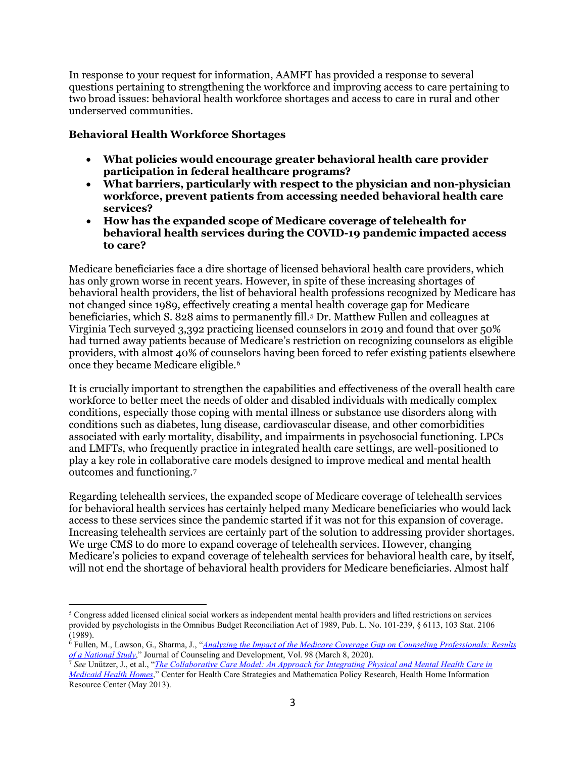In response to your request for information, AAMFT has provided a response to several questions pertaining to strengthening the workforce and improving access to care pertaining to two broad issues: behavioral health workforce shortages and access to care in rural and other underserved communities.

**Behavioral Health Workforce Shortages**

- **What policies would encourage greater behavioral health care provider participation in federal healthcare programs?**
- **What barriers, particularly with respect to the physician and non-physician workforce, prevent patients from accessing needed behavioral health care services?**
- **How has the expanded scope of Medicare coverage of telehealth for behavioral health services during the COVID-19 pandemic impacted access to care?**

Medicare beneficiaries face a dire shortage of licensed behavioral health care providers, which has only grown worse in recent years. However, in spite of these increasing shortages of behavioral health providers, the list of behavioral health professions recognized by Medicare has not changed since 1989, effectively creating a mental health coverage gap for Medicare beneficiaries, which S. 828 aims to permanently fill.[5] Dr. Matthew Fullen and colleagues at Virginia Tech surveyed 3,392 practicing licensed counselors in 2019 and found that over 50% had turned away patients because of Medicare's restriction on recognizing counselors as eligible providers, with almost 40% of counselors having been forced to refer existing patients elsewhere once they became Medicare eligible.[6]

It is crucially important to strengthen the capabilities and effectiveness of the overall health care workforce to better meet the needs of older and disabled individuals with medically complex conditions, especially those coping with mental illness or substance use disorders along with conditions such as diabetes, lung disease, cardiovascular disease, and other comorbidities associated with early mortality, disability, and impairments in psychosocial functioning. LPCs and LMFTs, who frequently practice in integrated health care settings, are well-positioned to play a key role in collaborative care models designed to improve medical and mental health outcomes and functioning.[7]

Regarding telehealth services, the expanded scope of Medicare coverage of telehealth services for behavioral health services has certainly helped many Medicare beneficiaries who would lack access to these services since the pandemic started if it was not for this expansion of coverage. Increasing telehealth services are certainly part of the solution to addressing provider shortages. We urge CMS to do more to expand coverage of telehealth services. However, changing Medicare's policies to expand coverage of telehealth services for behavioral health care, by itself, will not end the shortage of behavioral health providers for Medicare beneficiaries. Almost half

---

[5] Congress added licensed clinical social workers as independent mental health providers and lifted restrictions on services provided by psychologists in the Omnibus Budget Reconciliation Act of 1989, Pub. L. No. 101-239, § 6113, 103 Stat. 2106 (1989).

[6] Fullen, M., Lawson, G., Sharma, J., "*Analyzing the Impact of the Medicare Coverage Gap on Counseling Professionals: Results of a National Study*," Journal of Counseling and Development, Vol. 98 (March 8, 2020).

[7] *See* Unützer, J., et al., "*The Collaborative Care Model: An Approach for Integrating Physical and Mental Health Care in Medicaid Health Homes*," Center for Health Care Strategies and Mathematica Policy Research, Health Home Information Resource Center (May 2013).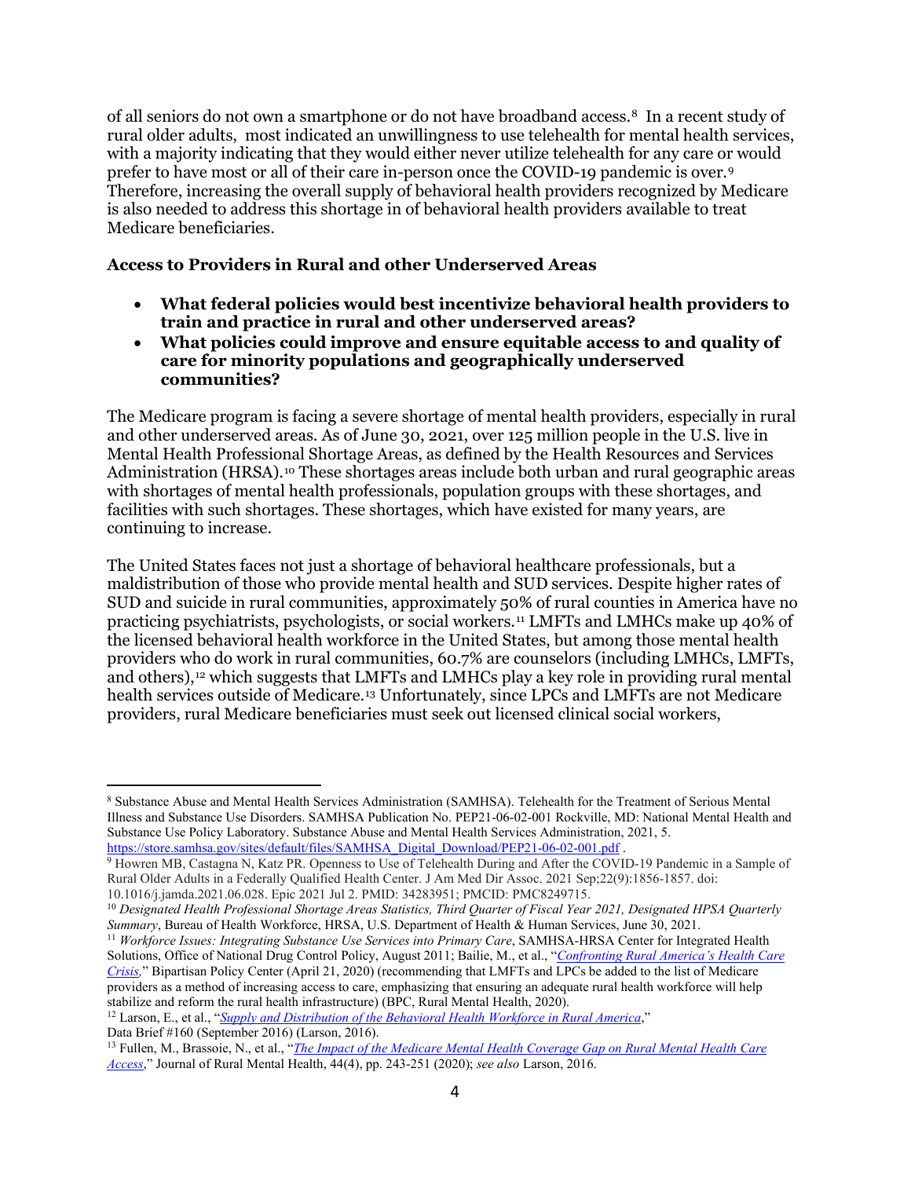of all seniors do not own a smartphone or do not have broadband access.[8] In a recent study of rural older adults, most indicated an unwillingness to use telehealth for mental health services, with a majority indicating that they would either never utilize telehealth for any care or would prefer to have most or all of their care in-person once the COVID-19 pandemic is over.[9] Therefore, increasing the overall supply of behavioral health providers recognized by Medicare is also needed to address this shortage in of behavioral health providers available to treat Medicare beneficiaries.

**Access to Providers in Rural and other Underserved Areas**

- **What federal policies would best incentivize behavioral health providers to train and practice in rural and other underserved areas?**
- **What policies could improve and ensure equitable access to and quality of care for minority populations and geographically underserved communities?**

The Medicare program is facing a severe shortage of mental health providers, especially in rural and other underserved areas. As of June 30, 2021, over 125 million people in the U.S. live in Mental Health Professional Shortage Areas, as defined by the Health Resources and Services Administration (HRSA).[10] These shortages areas include both urban and rural geographic areas with shortages of mental health professionals, population groups with these shortages, and facilities with such shortages. These shortages, which have existed for many years, are continuing to increase.

The United States faces not just a shortage of behavioral healthcare professionals, but a maldistribution of those who provide mental health and SUD services. Despite higher rates of SUD and suicide in rural communities, approximately 50% of rural counties in America have no practicing psychiatrists, psychologists, or social workers.[11] LMFTs and LMHCs make up 40% of the licensed behavioral health workforce in the United States, but among those mental health providers who do work in rural communities, 60.7% are counselors (including LMHCs, LMFTs, and others),[12] which suggests that LMFTs and LMHCs play a key role in providing rural mental health services outside of Medicare.[13] Unfortunately, since LPCs and LMFTs are not Medicare providers, rural Medicare beneficiaries must seek out licensed clinical social workers,

---

[8] Substance Abuse and Mental Health Services Administration (SAMHSA). Telehealth for the Treatment of Serious Mental Illness and Substance Use Disorders. SAMHSA Publication No. PEP21-06-02-001 Rockville, MD: National Mental Health and Substance Use Policy Laboratory. Substance Abuse and Mental Health Services Administration, 2021, 5. https://store.samhsa.gov/sites/default/files/SAMHSA_Digital_Download/PEP21-06-02-001.pdf .

[9] Howren MB, Castagna N, Katz PR. Openness to Use of Telehealth During and After the COVID-19 Pandemic in a Sample of Rural Older Adults in a Federally Qualified Health Center. J Am Med Dir Assoc. 2021 Sep;22(9):1856-1857. doi: 10.1016/j.jamda.2021.06.028. Epic 2021 Jul 2. PMID: 34283951; PMCID: PMC8249715.

[10] *Designated Health Professional Shortage Areas Statistics, Third Quarter of Fiscal Year 2021, Designated HPSA Quarterly Summary*, Bureau of Health Workforce, HRSA, U.S. Department of Health & Human Services, June 30, 2021.

[11] *Workforce Issues: Integrating Substance Use Services into Primary Care*, SAMHSA-HRSA Center for Integrated Health Solutions, Office of National Drug Control Policy, August 2011; Bailie, M., et al., "*Confronting Rural America's Health Care Crisis,*" Bipartisan Policy Center (April 21, 2020) (recommending that LMFTs and LPCs be added to the list of Medicare providers as a method of increasing access to care, emphasizing that ensuring an adequate rural health workforce will help stabilize and reform the rural health infrastructure) (BPC, Rural Mental Health, 2020).

[12] Larson, E., et al., "*Supply and Distribution of the Behavioral Health Workforce in Rural America*," Data Brief #160 (September 2016) (Larson, 2016).

[13] Fullen, M., Brassoie, N., et al., "*The Impact of the Medicare Mental Health Coverage Gap on Rural Mental Health Care Access*," Journal of Rural Mental Health, 44(4), pp. 243-251 (2020); *see also* Larson, 2016.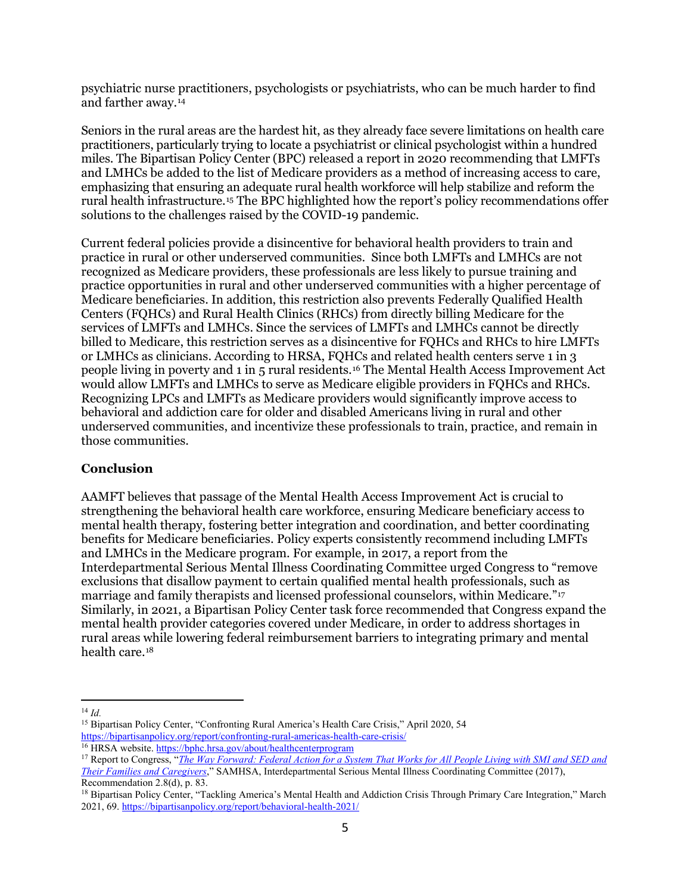psychiatric nurse practitioners, psychologists or psychiatrists, who can be much harder to find and farther away.[14]

Seniors in the rural areas are the hardest hit, as they already face severe limitations on health care practitioners, particularly trying to locate a psychiatrist or clinical psychologist within a hundred miles. The Bipartisan Policy Center (BPC) released a report in 2020 recommending that LMFTs and LMHCs be added to the list of Medicare providers as a method of increasing access to care, emphasizing that ensuring an adequate rural health workforce will help stabilize and reform the rural health infrastructure.[15] The BPC highlighted how the report's policy recommendations offer solutions to the challenges raised by the COVID-19 pandemic.

Current federal policies provide a disincentive for behavioral health providers to train and practice in rural or other underserved communities. Since both LMFTs and LMHCs are not recognized as Medicare providers, these professionals are less likely to pursue training and practice opportunities in rural and other underserved communities with a higher percentage of Medicare beneficiaries. In addition, this restriction also prevents Federally Qualified Health Centers (FQHCs) and Rural Health Clinics (RHCs) from directly billing Medicare for the services of LMFTs and LMHCs. Since the services of LMFTs and LMHCs cannot be directly billed to Medicare, this restriction serves as a disincentive for FQHCs and RHCs to hire LMFTs or LMHCs as clinicians. According to HRSA, FQHCs and related health centers serve 1 in 3 people living in poverty and 1 in 5 rural residents.[16] The Mental Health Access Improvement Act would allow LMFTs and LMHCs to serve as Medicare eligible providers in FQHCs and RHCs. Recognizing LPCs and LMFTs as Medicare providers would significantly improve access to behavioral and addiction care for older and disabled Americans living in rural and other underserved communities, and incentivize these professionals to train, practice, and remain in those communities.

## Conclusion

AAMFT believes that passage of the Mental Health Access Improvement Act is crucial to strengthening the behavioral health care workforce, ensuring Medicare beneficiary access to mental health therapy, fostering better integration and coordination, and better coordinating benefits for Medicare beneficiaries. Policy experts consistently recommend including LMFTs and LMHCs in the Medicare program. For example, in 2017, a report from the Interdepartmental Serious Mental Illness Coordinating Committee urged Congress to "remove exclusions that disallow payment to certain qualified mental health professionals, such as marriage and family therapists and licensed professional counselors, within Medicare."[17] Similarly, in 2021, a Bipartisan Policy Center task force recommended that Congress expand the mental health provider categories covered under Medicare, in order to address shortages in rural areas while lowering federal reimbursement barriers to integrating primary and mental health care.[18]

---

[14] *Id.*

[15] Bipartisan Policy Center, "Confronting Rural America's Health Care Crisis," April 2020, 54 https://bipartisanpolicy.org/report/confronting-rural-americas-health-care-crisis/

[16] HRSA website. https://bphc.hrsa.gov/about/healthcenterprogram

[17] Report to Congress, "*The Way Forward: Federal Action for a System That Works for All People Living with SMI and SED and Their Families and Caregivers*," SAMHSA, Interdepartmental Serious Mental Illness Coordinating Committee (2017), Recommendation 2.8(d), p. 83.

[18] Bipartisan Policy Center, "Tackling America's Mental Health and Addiction Crisis Through Primary Care Integration," March 2021, 69. https://bipartisanpolicy.org/report/behavioral-health-2021/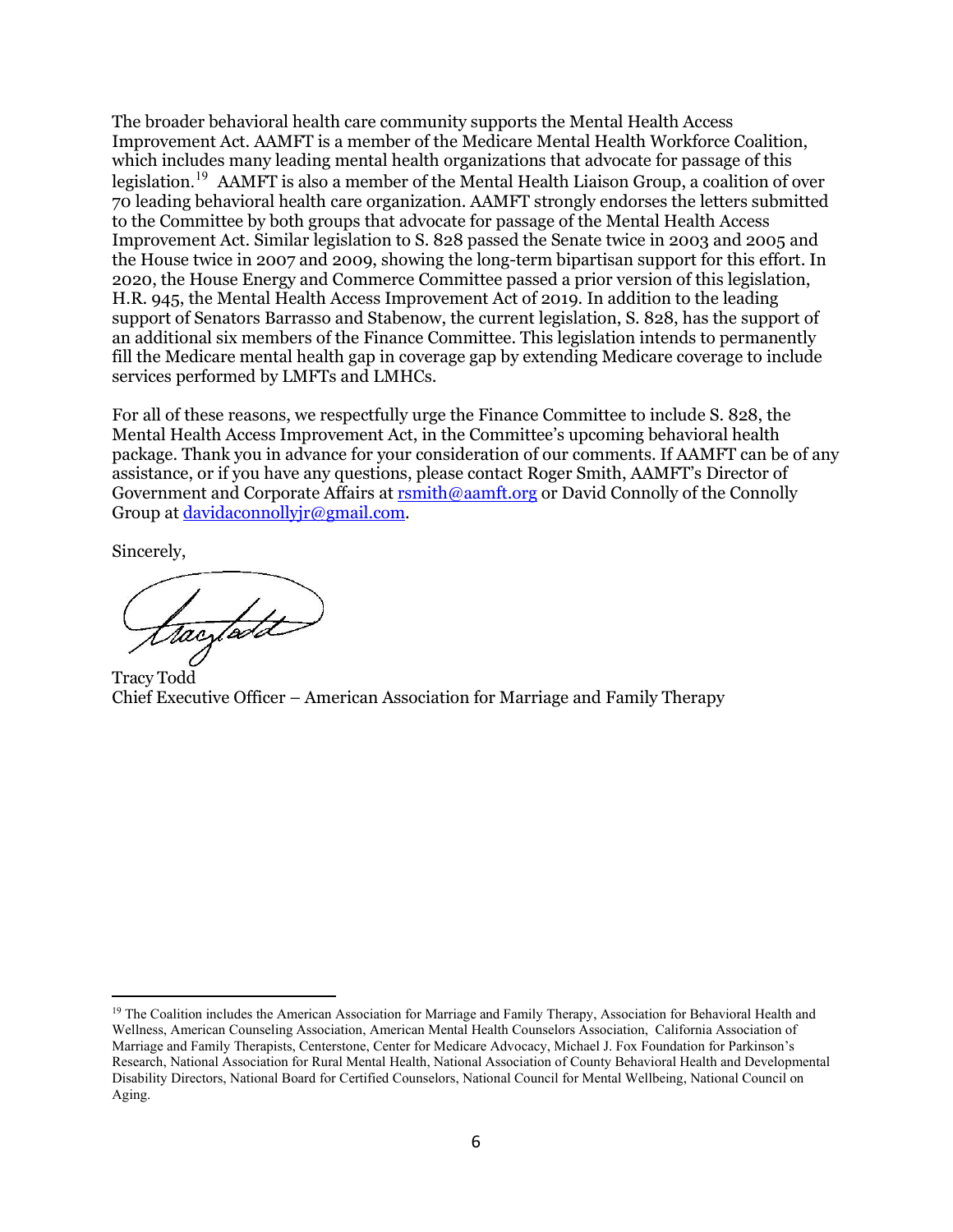The broader behavioral health care community supports the Mental Health Access Improvement Act. AAMFT is a member of the Medicare Mental Health Workforce Coalition, which includes many leading mental health organizations that advocate for passage of this legislation.[19] AAMFT is also a member of the Mental Health Liaison Group, a coalition of over 70 leading behavioral health care organization. AAMFT strongly endorses the letters submitted to the Committee by both groups that advocate for passage of the Mental Health Access Improvement Act. Similar legislation to S. 828 passed the Senate twice in 2003 and 2005 and the House twice in 2007 and 2009, showing the long-term bipartisan support for this effort. In 2020, the House Energy and Commerce Committee passed a prior version of this legislation, H.R. 945, the Mental Health Access Improvement Act of 2019. In addition to the leading support of Senators Barrasso and Stabenow, the current legislation, S. 828, has the support of an additional six members of the Finance Committee. This legislation intends to permanently fill the Medicare mental health gap in coverage gap by extending Medicare coverage to include services performed by LMFTs and LMHCs.

For all of these reasons, we respectfully urge the Finance Committee to include S. 828, the Mental Health Access Improvement Act, in the Committee's upcoming behavioral health package. Thank you in advance for your consideration of our comments. If AAMFT can be of any assistance, or if you have any questions, please contact Roger Smith, AAMFT's Director of Government and Corporate Affairs at rsmith@aamft.org or David Connolly of the Connolly Group at davidaconnollyjr@gmail.com.

Sincerely,

Tracy Todd
Chief Executive Officer – American Association for Marriage and Family Therapy

[19] The Coalition includes the American Association for Marriage and Family Therapy, Association for Behavioral Health and Wellness, American Counseling Association, American Mental Health Counselors Association, California Association of Marriage and Family Therapists, Centerstone, Center for Medicare Advocacy, Michael J. Fox Foundation for Parkinson's Research, National Association for Rural Mental Health, National Association of County Behavioral Health and Developmental Disability Directors, National Board for Certified Counselors, National Council for Mental Wellbeing, National Council on Aging.